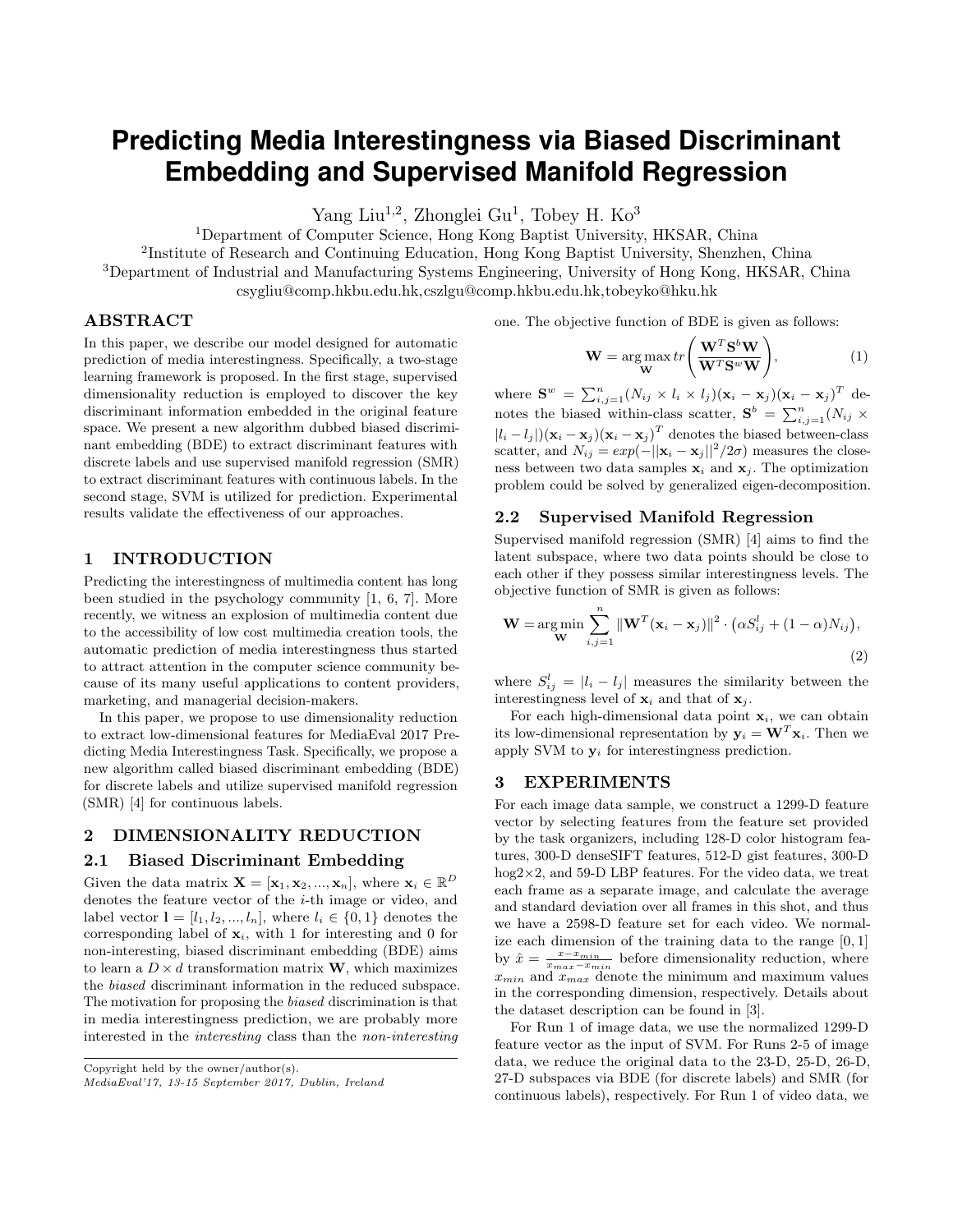# Predicting Media Interestingness via Biased Discriminant Embedding and Supervised Manifold Regression

Yang Liu[1,2], Zhonglei Gu[1], Tobey H. Ko[3]

[1]Department of Computer Science, Hong Kong Baptist University, HKSAR, China

[2]Institute of Research and Continuing Education, Hong Kong Baptist University, Shenzhen, China

[3]Department of Industrial and Manufacturing Systems Engineering, University of Hong Kong, HKSAR, China

csygliu@comp.hkbu.edu.hk,cszlgu@comp.hkbu.edu.hk,tobeyko@hku.hk

## ABSTRACT

In this paper, we describe our model designed for automatic prediction of media interestingness. Specifically, a two-stage learning framework is proposed. In the first stage, supervised dimensionality reduction is employed to discover the key discriminant information embedded in the original feature space. We present a new algorithm dubbed biased discriminant embedding (BDE) to extract discriminant features with discrete labels and use supervised manifold regression (SMR) to extract discriminant features with continuous labels. In the second stage, SVM is utilized for prediction. Experimental results validate the effectiveness of our approaches.

## 1 INTRODUCTION

Predicting the interestingness of multimedia content has long been studied in the psychology community [1, 6, 7]. More recently, we witness an explosion of multimedia content due to the accessibility of low cost multimedia creation tools, the automatic prediction of media interestingness thus started to attract attention in the computer science community because of its many useful applications to content providers, marketing, and managerial decision-makers.

In this paper, we propose to use dimensionality reduction to extract low-dimensional features for MediaEval 2017 Predicting Media Interestingness Task. Specifically, we propose a new algorithm called biased discriminant embedding (BDE) for discrete labels and utilize supervised manifold regression (SMR) [4] for continuous labels.

## 2 DIMENSIONALITY REDUCTION

### 2.1 Biased Discriminant Embedding

Given the data matrix $\mathbf{X} = [\mathbf{x}_1, \mathbf{x}_2, ..., \mathbf{x}_n]$, where $\mathbf{x}_i \in \mathbb{R}^D$ denotes the feature vector of the $i$-th image or video, and label vector $\mathbf{l} = [l_1, l_2, ..., l_n]$, where $l_i \in \{0, 1\}$ denotes the corresponding label of $\mathbf{x}_i$, with 1 for interesting and 0 for non-interesting, biased discriminant embedding (BDE) aims to learn a $D \times d$ transformation matrix $\mathbf{W}$, which maximizes the *biased* discriminant information in the reduced subspace. The motivation for proposing the *biased* discrimination is that in media interestingness prediction, we are probably more interested in the *interesting* class than the *non-interesting* one. The objective function of BDE is given as follows:

$$\mathbf{W} = \arg\max_{\mathbf{W}} tr\left(\frac{\mathbf{W}^T\mathbf{S}^b\mathbf{W}}{\mathbf{W}^T\mathbf{S}^w\mathbf{W}}\right), \tag{1}$$

where $\mathbf{S}^w = \sum_{i,j=1}^{n}(N_{ij} \times l_i \times l_j)(\mathbf{x}_i - \mathbf{x}_j)(\mathbf{x}_i - \mathbf{x}_j)^T$ denotes the biased within-class scatter, $\mathbf{S}^b = \sum_{i,j=1}^{n}(N_{ij} \times |l_i - l_j|)(\mathbf{x}_i - \mathbf{x}_j)(\mathbf{x}_i - \mathbf{x}_j)^T$ denotes the biased between-class scatter, and $N_{ij} = exp(-||\mathbf{x}_i - \mathbf{x}_j||^2/2\sigma)$ measures the closeness between two data samples $\mathbf{x}_i$ and $\mathbf{x}_j$. The optimization problem could be solved by generalized eigen-decomposition.

### 2.2 Supervised Manifold Regression

Supervised manifold regression (SMR) [4] aims to find the latent subspace, where two data points should be close to each other if they possess similar interestingness levels. The objective function of SMR is given as follows:

$$\mathbf{W} = \arg\min_{\mathbf{W}} \sum_{i,j=1}^{n} \|\mathbf{W}^T(\mathbf{x}_i - \mathbf{x}_j)\|^2 \cdot \left(\alpha S_{ij}^l + (1-\alpha)N_{ij}\right), \tag{2}$$

where $S_{ij}^l = |l_i - l_j|$ measures the similarity between the interestingness level of $\mathbf{x}_i$ and that of $\mathbf{x}_j$.

For each high-dimensional data point $\mathbf{x}_i$, we can obtain its low-dimensional representation by $\mathbf{y}_i = \mathbf{W}^T\mathbf{x}_i$. Then we apply SVM to $\mathbf{y}_i$ for interestingness prediction.

## 3 EXPERIMENTS

For each image data sample, we construct a 1299-D feature vector by selecting features from the feature set provided by the task organizers, including 128-D color histogram features, 300-D denseSIFT features, 512-D gist features, 300-D hog2×2, and 59-D LBP features. For the video data, we treat each frame as a separate image, and calculate the average and standard deviation over all frames in this shot, and thus we have a 2598-D feature set for each video. We normalize each dimension of the training data to the range $[0, 1]$ by $\hat{x} = \frac{x - x_{min}}{x_{max} - x_{min}}$ before dimensionality reduction, where $x_{min}$ and $x_{max}$ denote the minimum and maximum values in the corresponding dimension, respectively. Details about the dataset description can be found in [3].

For Run 1 of image data, we use the normalized 1299-D feature vector as the input of SVM. For Runs 2-5 of image data, we reduce the original data to the 23-D, 25-D, 26-D, 27-D subspaces via BDE (for discrete labels) and SMR (for continuous labels), respectively. For Run 1 of video data, we

Copyright held by the owner/author(s).
*MediaEval'17, 13-15 September 2017, Dublin, Ireland*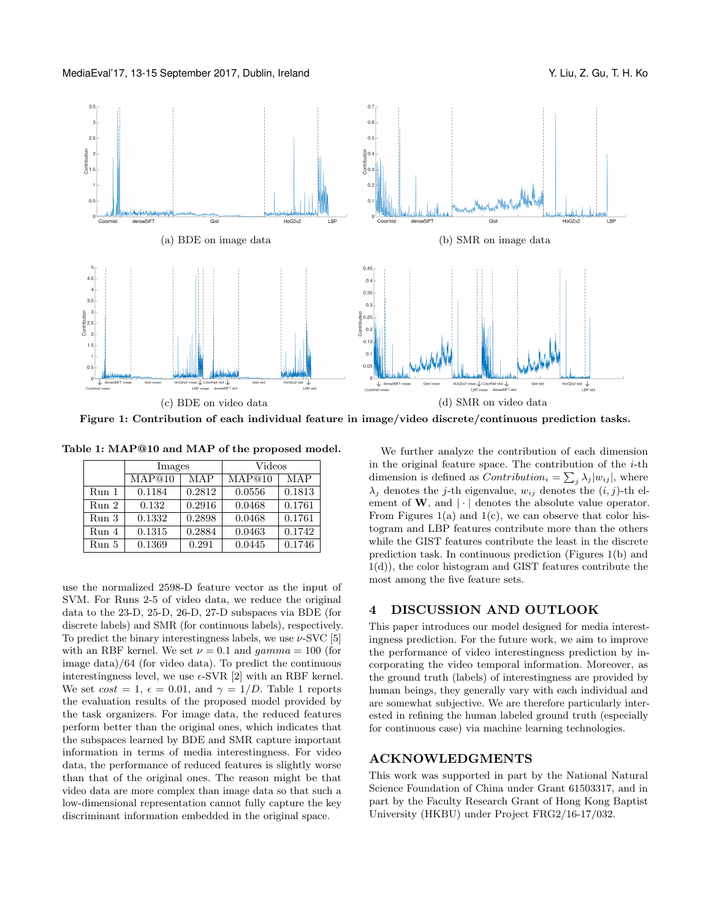Contribution

Colorhist denseSIFT Gist HoG2x2 LBP

(a) BDE on image data

Contribution

Colorhist denseSIFT Gist HoG2x2 LBP

(b) SMR on image data

Contribution

Colorhist-mean denseSIFT-mean Gist-mean HoG2x2-mean LBP-mean Colorhist-std denseSIFT-std Gist-std HoG2x2-std LBP-std

(c) BDE on video data

Contribution

Colorhist-mean denseSIFT-mean Gist-mean HoG2x2-mean LBP-mean Colorhist-std denseSIFT-std Gist-std HoG2x2-std LBP-std

(d) SMR on video data

**Figure 1: Contribution of each individual feature in image/video discrete/continuous prediction tasks.**

**Table 1: MAP@10 and MAP of the proposed model.**

| | Images | | Videos | |
|---|---|---|---|---|
| | MAP@10 | MAP | MAP@10 | MAP |
| Run 1 | 0.1184 | 0.2812 | 0.0556 | 0.1813 |
| Run 2 | 0.132 | 0.2916 | 0.0468 | 0.1761 |
| Run 3 | 0.1332 | 0.2898 | 0.0468 | 0.1761 |
| Run 4 | 0.1315 | 0.2884 | 0.0463 | 0.1742 |
| Run 5 | 0.1369 | 0.291 | 0.0445 | 0.1746 |

use the normalized 2598-D feature vector as the input of SVM. For Runs 2-5 of video data, we reduce the original data to the 23-D, 25-D, 26-D, 27-D subspaces via BDE (for discrete labels) and SMR (for continuous labels), respectively. To predict the binary interestingness labels, we use $\nu$-SVC [5] with an RBF kernel. We set $\nu = 0.1$ and $gamma = 100$ (for image data)/64 (for video data). To predict the continuous interestingness level, we use $\epsilon$-SVR [2] with an RBF kernel. We set $cost = 1$, $\epsilon = 0.01$, and $\gamma = 1/D$. Table 1 reports the evaluation results of the proposed model provided by the task organizers. For image data, the reduced features perform better than the original ones, which indicates that the subspaces learned by BDE and SMR capture important information in terms of media interestingness. For video data, the performance of reduced features is slightly worse than that of the original ones. The reason might be that video data are more complex than image data so that such a low-dimensional representation cannot fully capture the key discriminant information embedded in the original space.

We further analyze the contribution of each dimension in the original feature space. The contribution of the $i$-th dimension is defined as $Contribution_i = \sum_j \lambda_j |w_{ij}|$, where $\lambda_j$ denotes the $j$-th eigenvalue, $w_{ij}$ denotes the $(i, j)$-th element of $\mathbf{W}$, and $|\cdot|$ denotes the absolute value operator. From Figures 1(a) and 1(c), we can observe that color histogram and LBP features contribute more than the others while the GIST features contribute the least in the discrete prediction task. In continuous prediction (Figures 1(b) and 1(d)), the color histogram and GIST features contribute the most among the five feature sets.

## 4 DISCUSSION AND OUTLOOK

This paper introduces our model designed for media interestingness prediction. For the future work, we aim to improve the performance of video interestingness prediction by incorporating the video temporal information. Moreover, as the ground truth (labels) of interestingness are provided by human beings, they generally vary with each individual and are somewhat subjective. We are therefore particularly interested in refining the human labeled ground truth (especially for continuous case) via machine learning technologies.

## ACKNOWLEDGMENTS

This work was supported in part by the National Natural Science Foundation of China under Grant 61503317, and in part by the Faculty Research Grant of Hong Kong Baptist University (HKBU) under Project FRG2/16-17/032.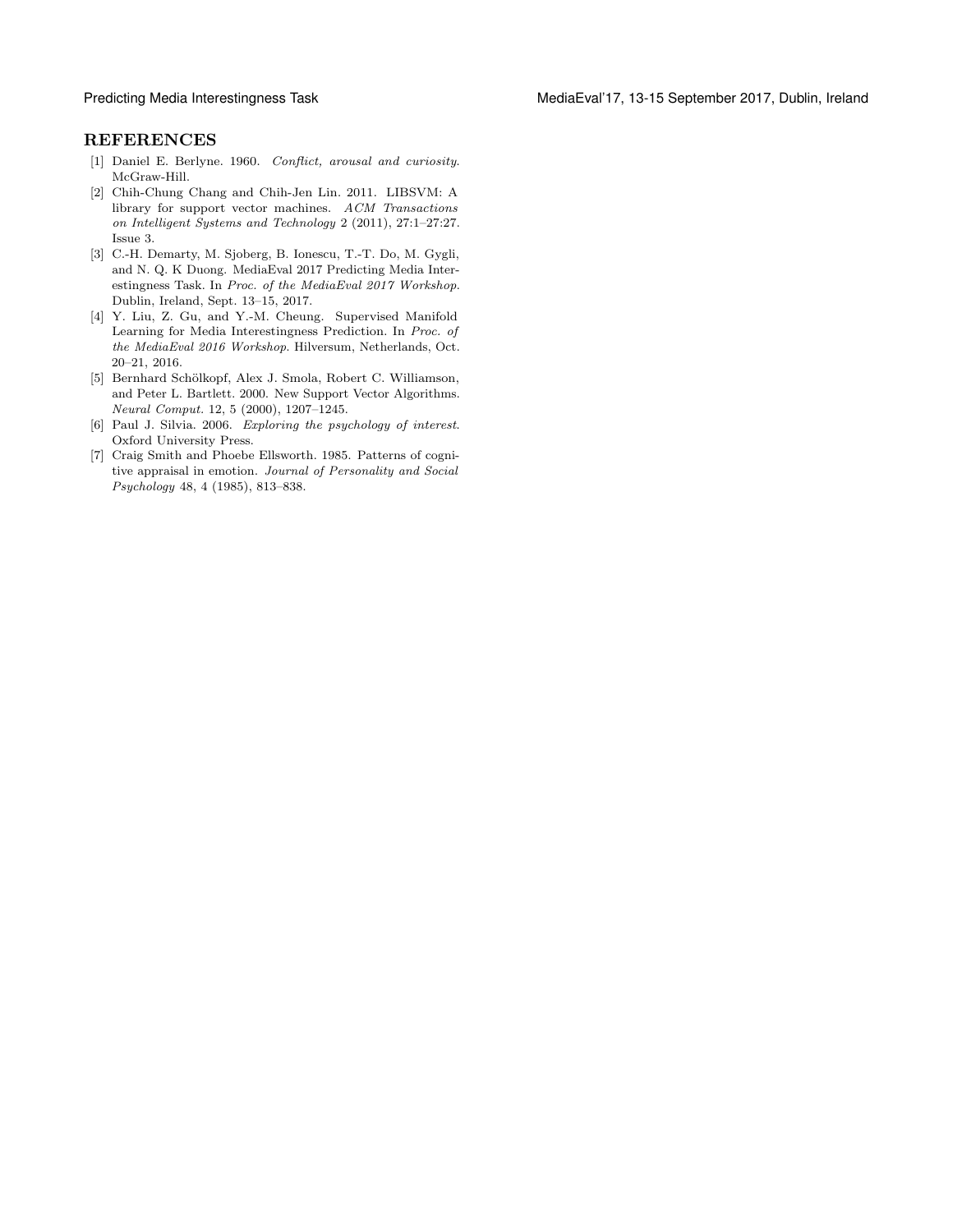## REFERENCES

[1] Daniel E. Berlyne. 1960. *Conflict, arousal and curiosity.* McGraw-Hill.

[2] Chih-Chung Chang and Chih-Jen Lin. 2011. LIBSVM: A library for support vector machines. *ACM Transactions on Intelligent Systems and Technology* 2 (2011), 27:1–27:27. Issue 3.

[3] C.-H. Demarty, M. Sjoberg, B. Ionescu, T.-T. Do, M. Gygli, and N. Q. K Duong. MediaEval 2017 Predicting Media Interestingness Task. In *Proc. of the MediaEval 2017 Workshop.* Dublin, Ireland, Sept. 13–15, 2017.

[4] Y. Liu, Z. Gu, and Y.-M. Cheung. Supervised Manifold Learning for Media Interestingness Prediction. In *Proc. of the MediaEval 2016 Workshop.* Hilversum, Netherlands, Oct. 20–21, 2016.

[5] Bernhard Schölkopf, Alex J. Smola, Robert C. Williamson, and Peter L. Bartlett. 2000. New Support Vector Algorithms. *Neural Comput.* 12, 5 (2000), 1207–1245.

[6] Paul J. Silvia. 2006. *Exploring the psychology of interest.* Oxford University Press.

[7] Craig Smith and Phoebe Ellsworth. 1985. Patterns of cognitive appraisal in emotion. *Journal of Personality and Social Psychology* 48, 4 (1985), 813–838.